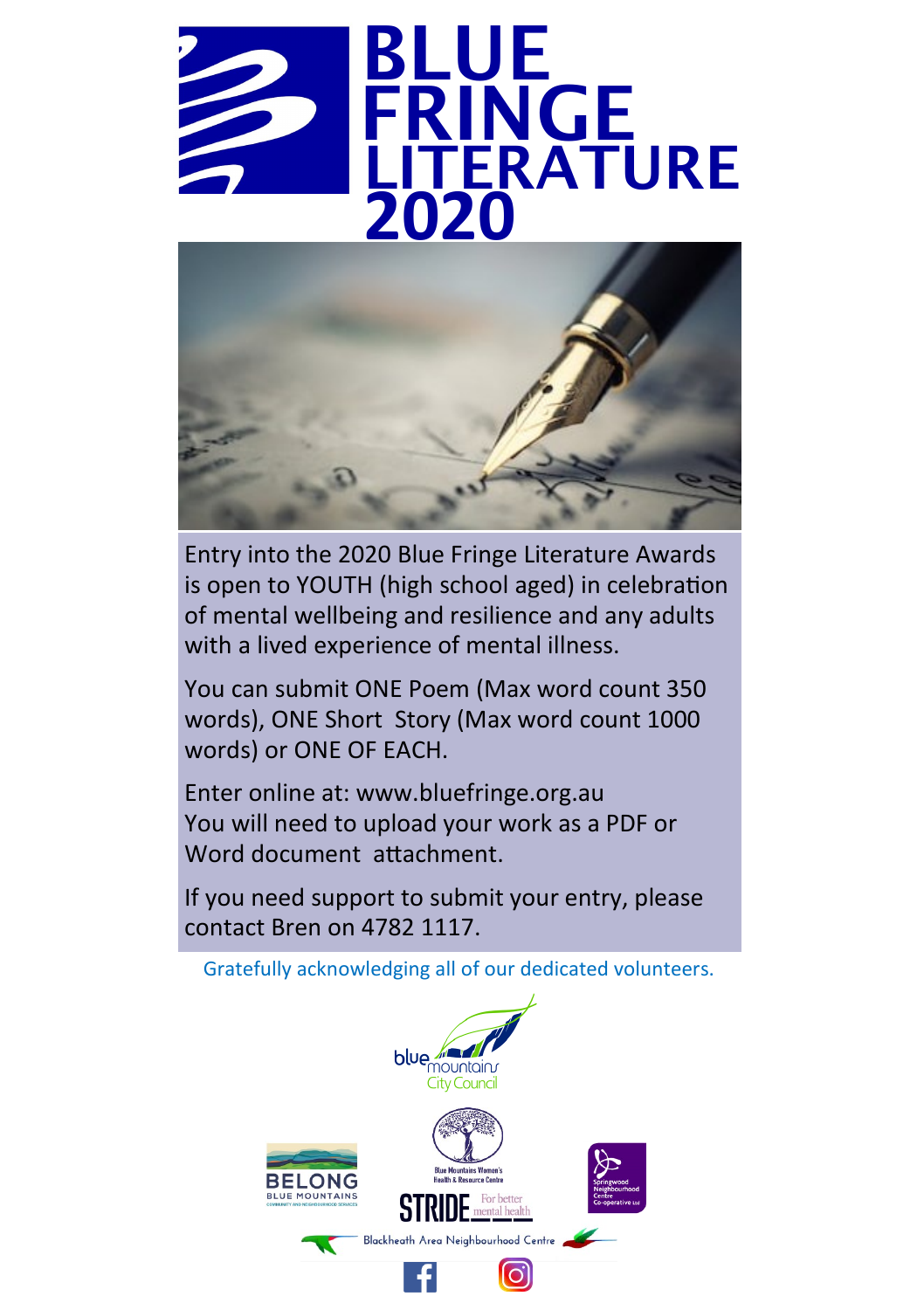# BLUE FRINGE LITERATURE 2020

Entry into the 2020 Blue Fringe Literature Awards is open to YOUTH (high school aged) in celebration of mental wellbeing and resilience and any adults with a lived experience of mental illness.

You can submit ONE Poem (Max word count 350 words), ONE Short Story (Max word count 1000 words) or ONE OF EACH.

Enter online at: www.bluefringe.org.au
You will need to upload your work as a PDF or Word document attachment.

If you need support to submit your entry, please contact Bren on 4782 1117.

Gratefully acknowledging all of our dedicated volunteers.

blue mountains City Council

BELONG BLUE MOUNTAINS

Blue Mountains Women's Health & Resource Centre

STRIDE For better mental health

Springwood Neighbourhood Centre Co-operative Ltd

Blackheath Area Neighbourhood Centre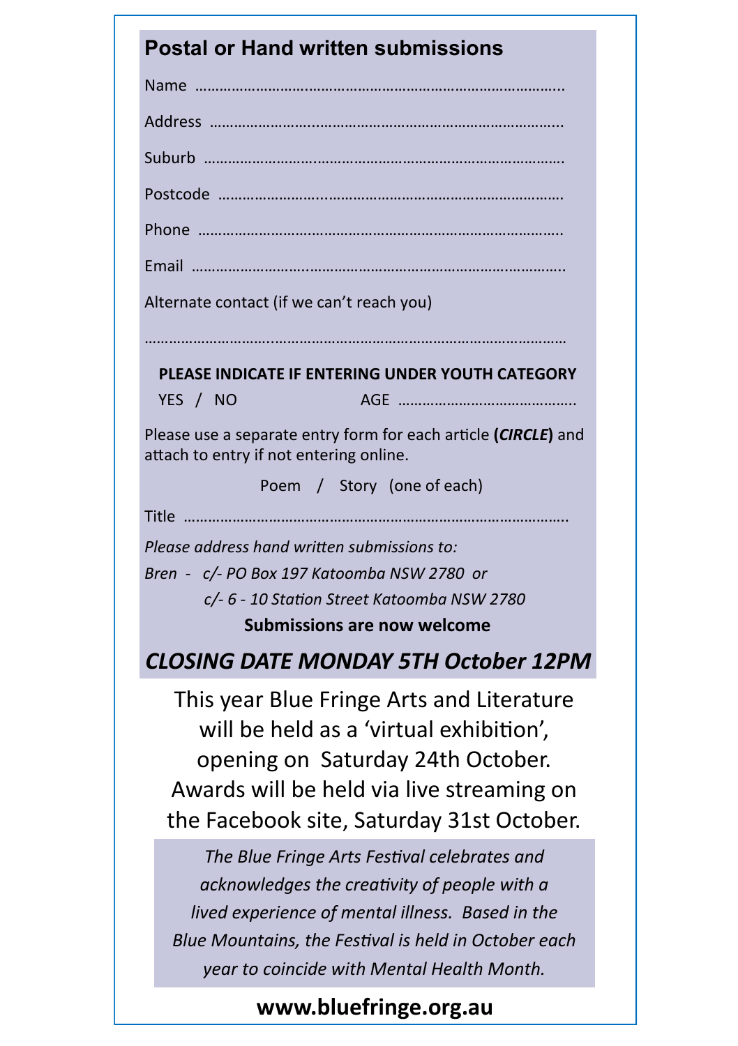## Postal or Hand written submissions

Name ……………………………………………………………………………..

Address …………………..………………………………………………...

Suburb ……………………..………………………………………………….

Postcode ………………….……………………………………………………

Phone ……………………………………………………………………………..

Email ……………………..……………………………………….…………..

Alternate contact (if we can't reach you)

……………………..……………………………………….…………………..

**PLEASE INDICATE IF ENTERING UNDER YOUTH CATEGORY**

YES / NO AGE …………………………………….

Please use a separate entry form for each article **(*CIRCLE*)** and attach to entry if not entering online.

Poem / Story (one of each)

Title ……………………………………………………………………………….

*Please address hand written submissions to:*

*Bren - c/- PO Box 197 Katoomba NSW 2780 or*

*c/- 6 - 10 Station Street Katoomba NSW 2780*

**Submissions are now welcome**

***CLOSING DATE MONDAY 5TH October 12PM***

This year Blue Fringe Arts and Literature will be held as a 'virtual exhibition', opening on Saturday 24th October. Awards will be held via live streaming on the Facebook site, Saturday 31st October.

*The Blue Fringe Arts Festival celebrates and acknowledges the creativity of people with a lived experience of mental illness. Based in the Blue Mountains, the Festival is held in October each year to coincide with Mental Health Month.*

**www.bluefringe.org.au**